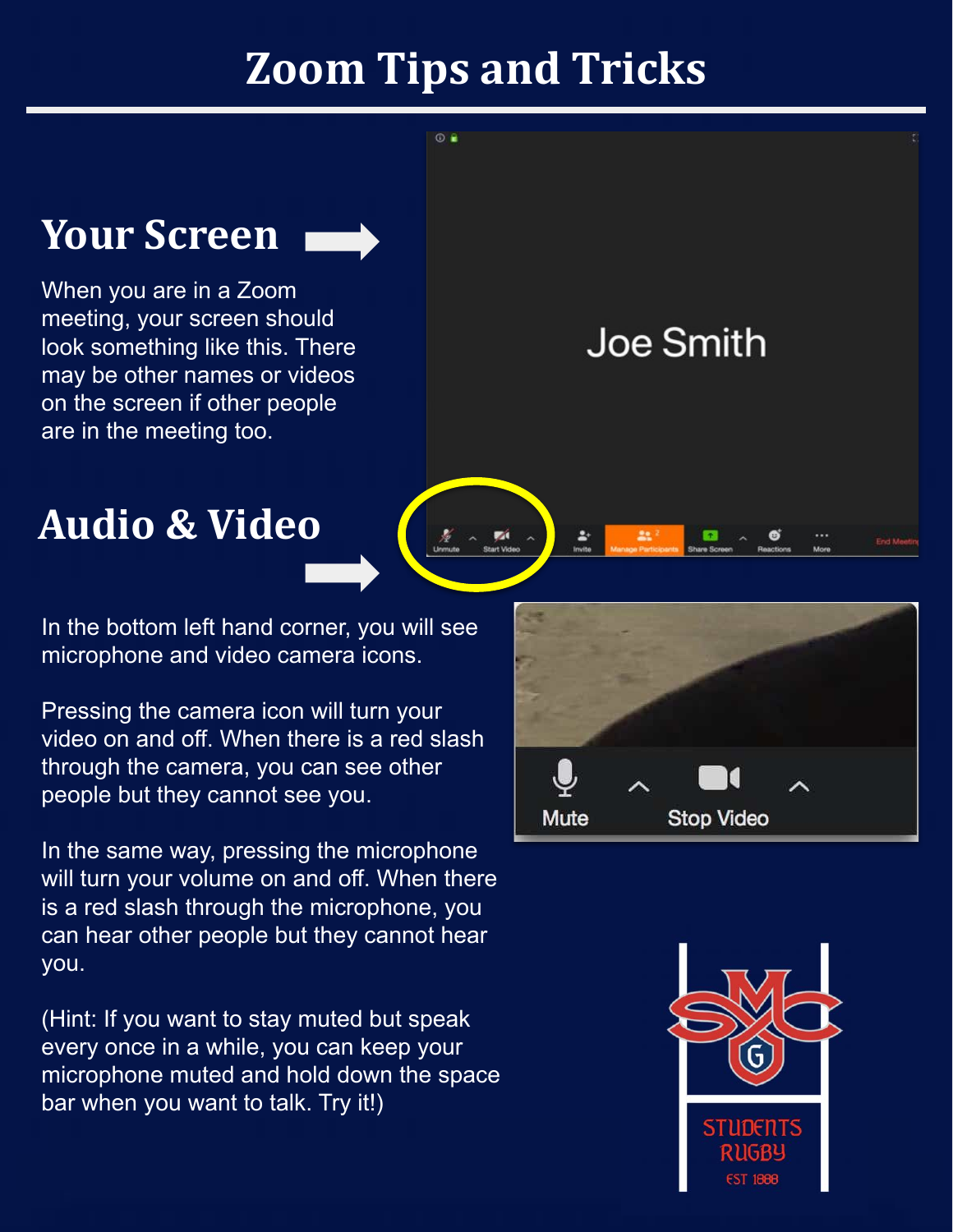# Zoom Tips and Tricks

## Your Screen

When you are in a Zoom meeting, your screen should look something like this. There may be other names or videos on the screen if other people are in the meeting too.

## Audio & Video

In the bottom left hand corner, you will see microphone and video camera icons.

Pressing the camera icon will turn your video on and off. When there is a red slash through the camera, you can see other people but they cannot see you.

In the same way, pressing the microphone will turn your volume on and off. When there is a red slash through the microphone, you can hear other people but they cannot hear you.

(Hint: If you want to stay muted but speak every once in a while, you can keep your microphone muted and hold down the space bar when you want to talk. Try it!)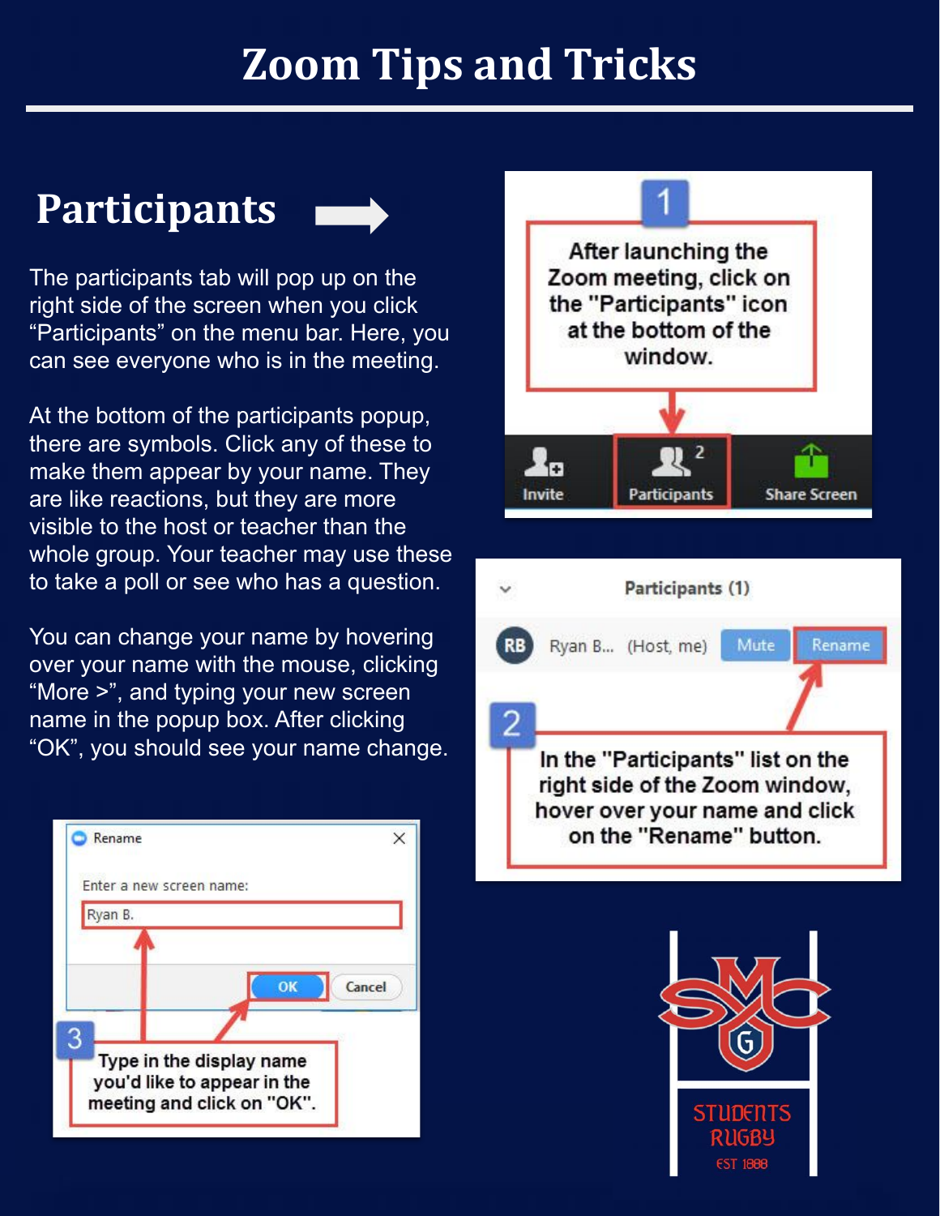# Zoom Tips and Tricks

## Participants

The participants tab will pop up on the right side of the screen when you click "Participants" on the menu bar. Here, you can see everyone who is in the meeting.

At the bottom of the participants popup, there are symbols. Click any of these to make them appear by your name. They are like reactions, but they are more visible to the host or teacher than the whole group. Your teacher may use these to take a poll or see who has a question.

You can change your name by hovering over your name with the mouse, clicking "More >", and typing your new screen name in the popup box. After clicking "OK", you should see your name change.

1. After launching the Zoom meeting, click on the "Participants" icon at the bottom of the window.

2. In the "Participants" list on the right side of the Zoom window, hover over your name and click on the "Rename" button.

3. Type in the display name you'd like to appear in the meeting and click on "OK".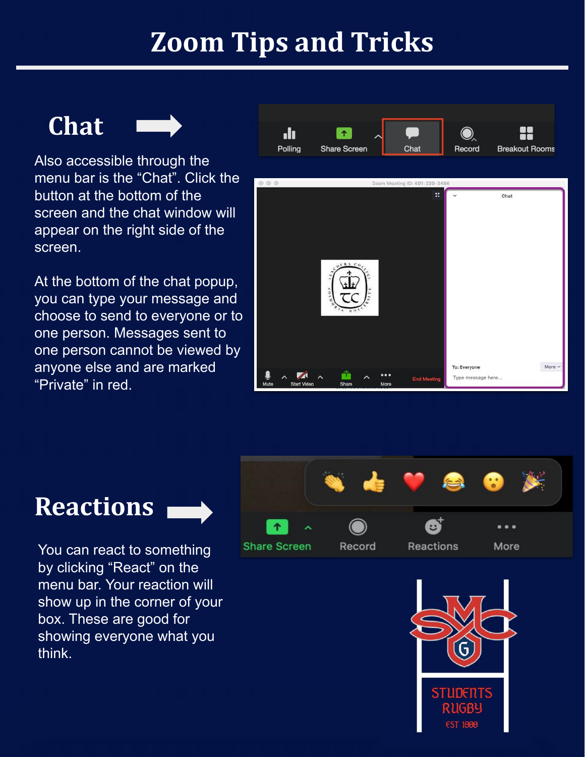# Zoom Tips and Tricks

## Chat

Also accessible through the menu bar is the “Chat”. Click the button at the bottom of the screen and the chat window will appear on the right side of the screen.

At the bottom of the chat popup, you can type your message and choose to send to everyone or to one person. Messages sent to one person cannot be viewed by anyone else and are marked “Private” in red.

## Reactions

You can react to something by clicking “React” on the menu bar. Your reaction will show up in the corner of your box. These are good for showing everyone what you think.